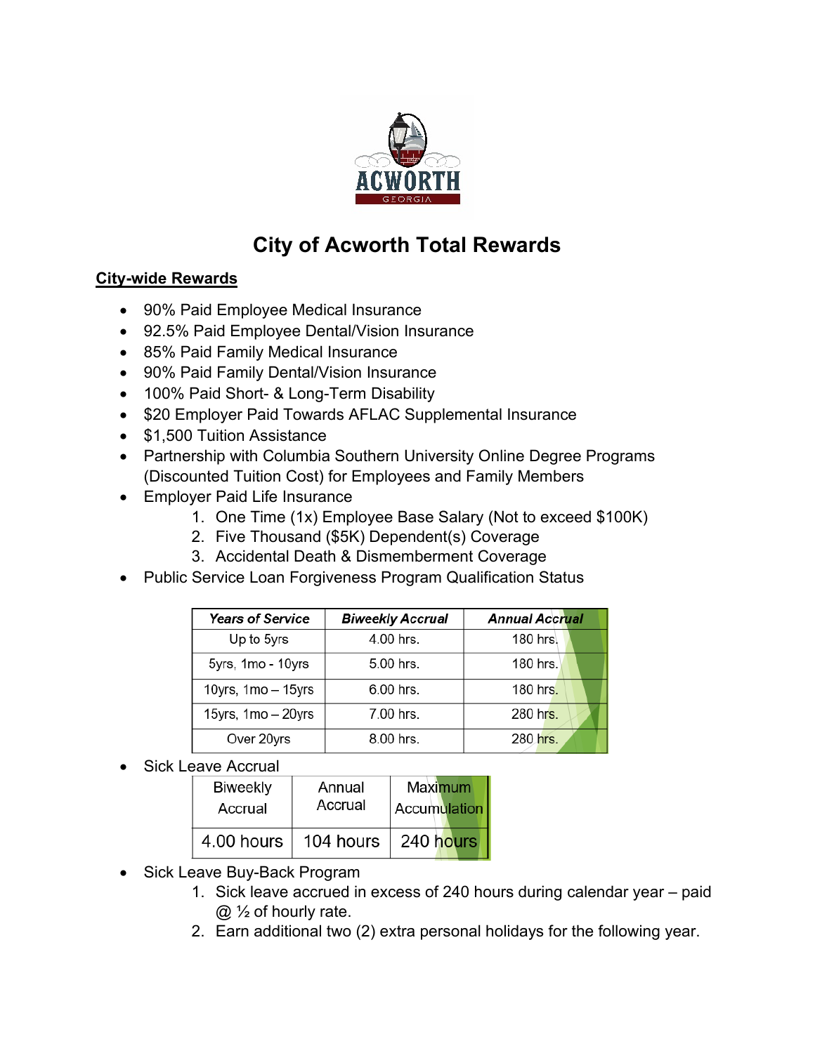# City of Acworth Total Rewards

## City-wide Rewards

- 90% Paid Employee Medical Insurance
- 92.5% Paid Employee Dental/Vision Insurance
- 85% Paid Family Medical Insurance
- 90% Paid Family Dental/Vision Insurance
- 100% Paid Short- & Long-Term Disability
- $20 Employer Paid Towards AFLAC Supplemental Insurance
- $1,500 Tuition Assistance
- Partnership with Columbia Southern University Online Degree Programs (Discounted Tuition Cost) for Employees and Family Members
- Employer Paid Life Insurance
  1. One Time (1x) Employee Base Salary (Not to exceed $100K)
  2. Five Thousand ($5K) Dependent(s) Coverage
  3. Accidental Death & Dismemberment Coverage
- Public Service Loan Forgiveness Program Qualification Status

| *Years of Service* | *Biweekly Accrual* | *Annual Accrual* |
|---|---|---|
| Up to 5yrs | 4.00 hrs. | 180 hrs. |
| 5yrs, 1mo - 10yrs | 5.00 hrs. | 180 hrs. |
| 10yrs, 1mo – 15yrs | 6.00 hrs. | 180 hrs. |
| 15yrs, 1mo – 20yrs | 7.00 hrs. | 280 hrs. |
| Over 20yrs | 8.00 hrs. | 280 hrs. |

- Sick Leave Accrual

| Biweekly Accrual | Annual Accrual | Maximum Accumulation |
|---|---|---|
| 4.00 hours | 104 hours | 240 hours |

- Sick Leave Buy-Back Program
  1. Sick leave accrued in excess of 240 hours during calendar year – paid @ ½ of hourly rate.
  2. Earn additional two (2) extra personal holidays for the following year.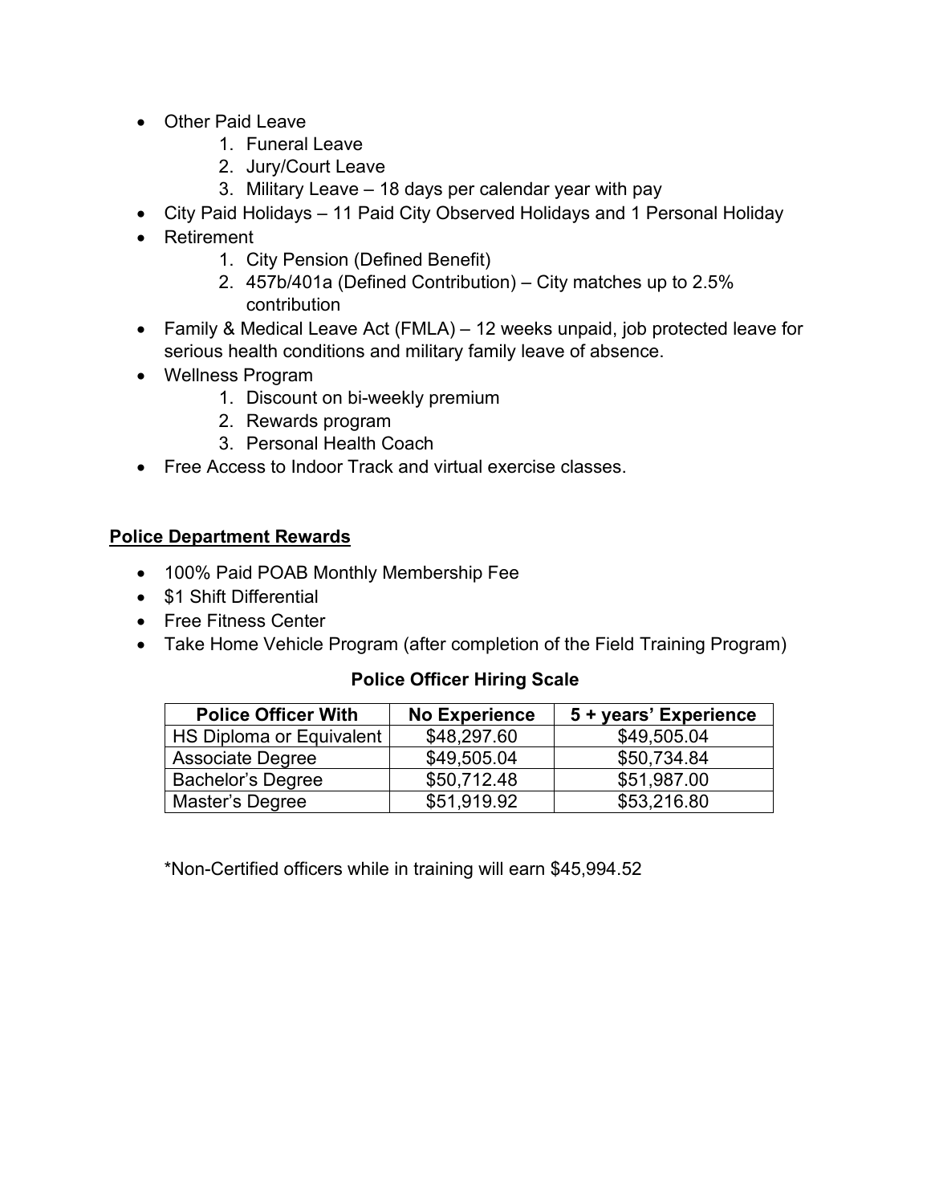- Other Paid Leave
  1. Funeral Leave
  2. Jury/Court Leave
  3. Military Leave – 18 days per calendar year with pay
- City Paid Holidays – 11 Paid City Observed Holidays and 1 Personal Holiday
- Retirement
  1. City Pension (Defined Benefit)
  2. 457b/401a (Defined Contribution) – City matches up to 2.5% contribution
- Family & Medical Leave Act (FMLA) – 12 weeks unpaid, job protected leave for serious health conditions and military family leave of absence.
- Wellness Program
  1. Discount on bi-weekly premium
  2. Rewards program
  3. Personal Health Coach
- Free Access to Indoor Track and virtual exercise classes.

## Police Department Rewards

- 100% Paid POAB Monthly Membership Fee
- $1 Shift Differential
- Free Fitness Center
- Take Home Vehicle Program (after completion of the Field Training Program)

### Police Officer Hiring Scale

| Police Officer With | No Experience | 5 + years' Experience |
|---|---|---|
| HS Diploma or Equivalent | $48,297.60 | $49,505.04 |
| Associate Degree | $49,505.04 | $50,734.84 |
| Bachelor's Degree | $50,712.48 | $51,987.00 |
| Master's Degree | $51,919.92 | $53,216.80 |

*Non-Certified officers while in training will earn $45,994.52